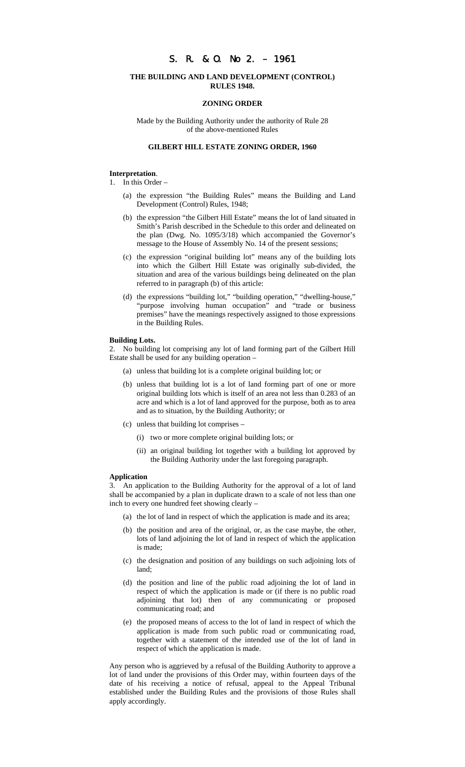# S. R. & O. No 2. – 1961

## THE BUILDING AND LAND DEVELOPMENT (CONTROL) RULES 1948.

### ZONING ORDER

Made by the Building Authority under the authority of Rule 28 of the above-mentioned Rules

### GILBERT HILL ESTATE ZONING ORDER, 1960

**Interpretation**.

1. In this Order –

   (a) the expression "the Building Rules" means the Building and Land Development (Control) Rules, 1948;

   (b) the expression "the Gilbert Hill Estate" means the lot of land situated in Smith's Parish described in the Schedule to this order and delineated on the plan (Dwg. No. 1095/3/18) which accompanied the Governor's message to the House of Assembly No. 14 of the present sessions;

   (c) the expression "original building lot" means any of the building lots into which the Gilbert Hill Estate was originally sub-divided, the situation and area of the various buildings being delineated on the plan referred to in paragraph (b) of this article:

   (d) the expressions "building lot," "building operation," "dwelling-house," "purpose involving human occupation" and "trade or business premises" have the meanings respectively assigned to those expressions in the Building Rules.

**Building Lots.**

2. No building lot comprising any lot of land forming part of the Gilbert Hill Estate shall be used for any building operation –

   (a) unless that building lot is a complete original building lot; or

   (b) unless that building lot is a lot of land forming part of one or more original building lots which is itself of an area not less than 0.283 of an acre and which is a lot of land approved for the purpose, both as to area and as to situation, by the Building Authority; or

   (c) unless that building lot comprises –

      (i) two or more complete original building lots; or

      (ii) an original building lot together with a building lot approved by the Building Authority under the last foregoing paragraph.

**Application**

3. An application to the Building Authority for the approval of a lot of land shall be accompanied by a plan in duplicate drawn to a scale of not less than one inch to every one hundred feet showing clearly –

   (a) the lot of land in respect of which the application is made and its area;

   (b) the position and area of the original, or, as the case maybe, the other, lots of land adjoining the lot of land in respect of which the application is made;

   (c) the designation and position of any buildings on such adjoining lots of land;

   (d) the position and line of the public road adjoining the lot of land in respect of which the application is made or (if there is no public road adjoining that lot) then of any communicating or proposed communicating road; and

   (e) the proposed means of access to the lot of land in respect of which the application is made from such public road or communicating road, together with a statement of the intended use of the lot of land in respect of which the application is made.

Any person who is aggrieved by a refusal of the Building Authority to approve a lot of land under the provisions of this Order may, within fourteen days of the date of his receiving a notice of refusal, appeal to the Appeal Tribunal established under the Building Rules and the provisions of those Rules shall apply accordingly.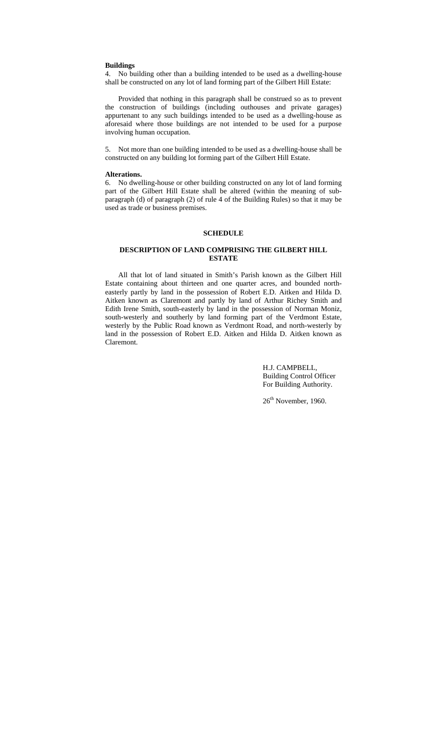**Buildings**

4. No building other than a building intended to be used as a dwelling-house shall be constructed on any lot of land forming part of the Gilbert Hill Estate:

Provided that nothing in this paragraph shall be construed so as to prevent the construction of buildings (including outhouses and private garages) appurtenant to any such buildings intended to be used as a dwelling-house as aforesaid where those buildings are not intended to be used for a purpose involving human occupation.

5. Not more than one building intended to be used as a dwelling-house shall be constructed on any building lot forming part of the Gilbert Hill Estate.

**Alterations.**

6. No dwelling-house or other building constructed on any lot of land forming part of the Gilbert Hill Estate shall be altered (within the meaning of sub-paragraph (d) of paragraph (2) of rule 4 of the Building Rules) so that it may be used as trade or business premises.

## SCHEDULE

### DESCRIPTION OF LAND COMPRISING THE GILBERT HILL ESTATE

All that lot of land situated in Smith's Parish known as the Gilbert Hill Estate containing about thirteen and one quarter acres, and bounded north-easterly partly by land in the possession of Robert E.D. Aitken and Hilda D. Aitken known as Claremont and partly by land of Arthur Richey Smith and Edith Irene Smith, south-easterly by land in the possession of Norman Moniz, south-westerly and southerly by land forming part of the Verdmont Estate, westerly by the Public Road known as Verdmont Road, and north-westerly by land in the possession of Robert E.D. Aitken and Hilda D. Aitken known as Claremont.

H.J. CAMPBELL,
Building Control Officer
For Building Authority.

26th November, 1960.